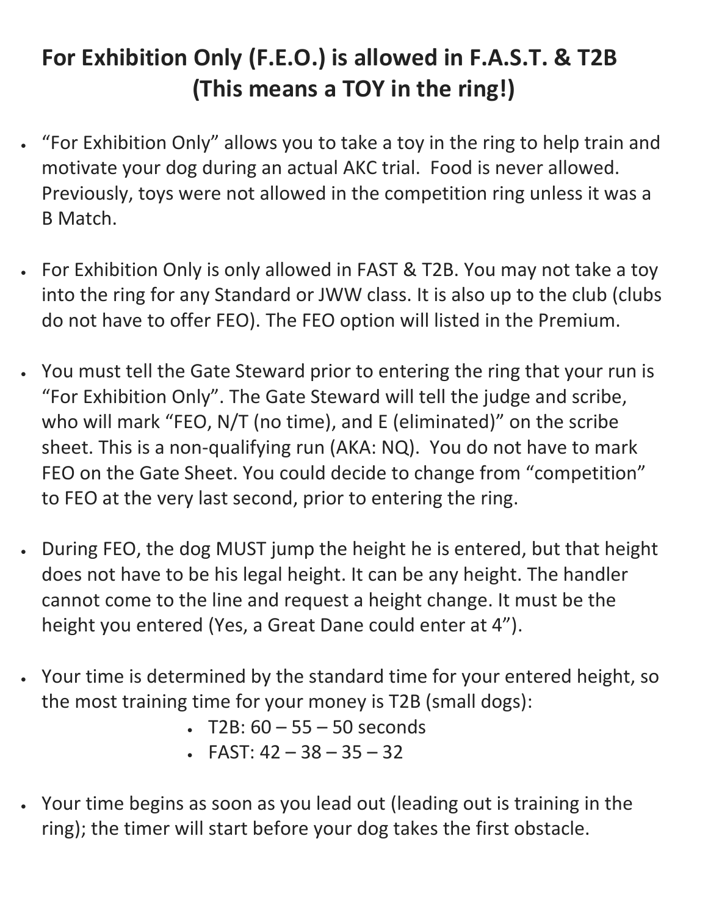# For Exhibition Only (F.E.O.) is allowed in F.A.S.T. & T2B (This means a TOY in the ring!)

- "For Exhibition Only" allows you to take a toy in the ring to help train and motivate your dog during an actual AKC trial. Food is never allowed. Previously, toys were not allowed in the competition ring unless it was a B Match.

- For Exhibition Only is only allowed in FAST & T2B. You may not take a toy into the ring for any Standard or JWW class. It is also up to the club (clubs do not have to offer FEO). The FEO option will listed in the Premium.

- You must tell the Gate Steward prior to entering the ring that your run is "For Exhibition Only". The Gate Steward will tell the judge and scribe, who will mark "FEO, N/T (no time), and E (eliminated)" on the scribe sheet. This is a non-qualifying run (AKA: NQ). You do not have to mark FEO on the Gate Sheet. You could decide to change from "competition" to FEO at the very last second, prior to entering the ring.

- During FEO, the dog MUST jump the height he is entered, but that height does not have to be his legal height. It can be any height. The handler cannot come to the line and request a height change. It must be the height you entered (Yes, a Great Dane could enter at 4").

- Your time is determined by the standard time for your entered height, so the most training time for your money is T2B (small dogs):
  - T2B: 60 – 55 – 50 seconds
  - FAST: 42 – 38 – 35 – 32

- Your time begins as soon as you lead out (leading out is training in the ring); the timer will start before your dog takes the first obstacle.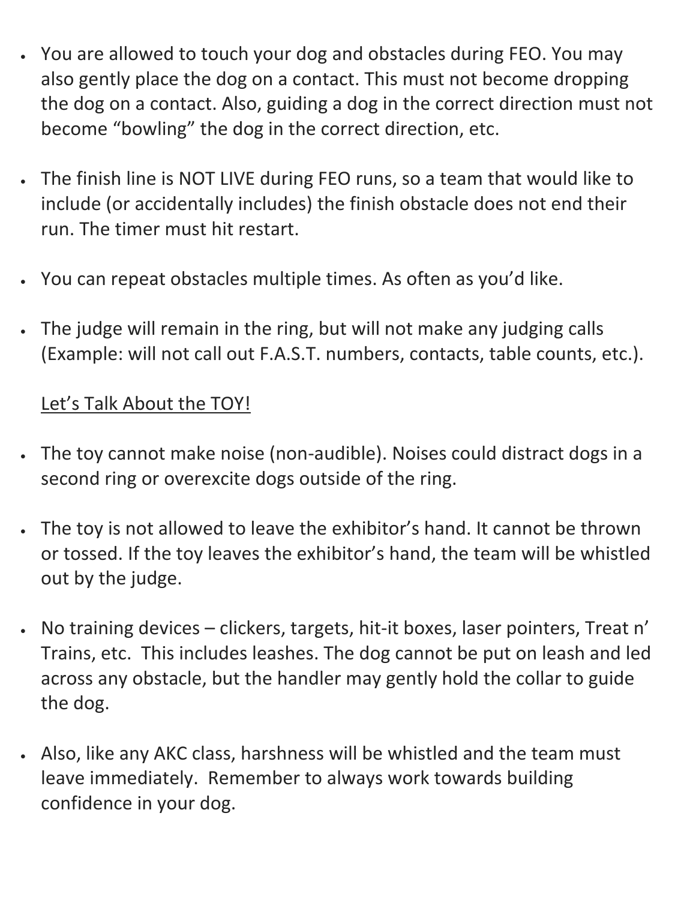- You are allowed to touch your dog and obstacles during FEO. You may also gently place the dog on a contact. This must not become dropping the dog on a contact. Also, guiding a dog in the correct direction must not become "bowling" the dog in the correct direction, etc.

- The finish line is NOT LIVE during FEO runs, so a team that would like to include (or accidentally includes) the finish obstacle does not end their run. The timer must hit restart.

- You can repeat obstacles multiple times. As often as you'd like.

- The judge will remain in the ring, but will not make any judging calls (Example: will not call out F.A.S.T. numbers, contacts, table counts, etc.).

<u>Let's Talk About the TOY!</u>

- The toy cannot make noise (non-audible). Noises could distract dogs in a second ring or overexcite dogs outside of the ring.

- The toy is not allowed to leave the exhibitor's hand. It cannot be thrown or tossed. If the toy leaves the exhibitor's hand, the team will be whistled out by the judge.

- No training devices – clickers, targets, hit-it boxes, laser pointers, Treat n' Trains, etc. This includes leashes. The dog cannot be put on leash and led across any obstacle, but the handler may gently hold the collar to guide the dog.

- Also, like any AKC class, harshness will be whistled and the team must leave immediately. Remember to always work towards building confidence in your dog.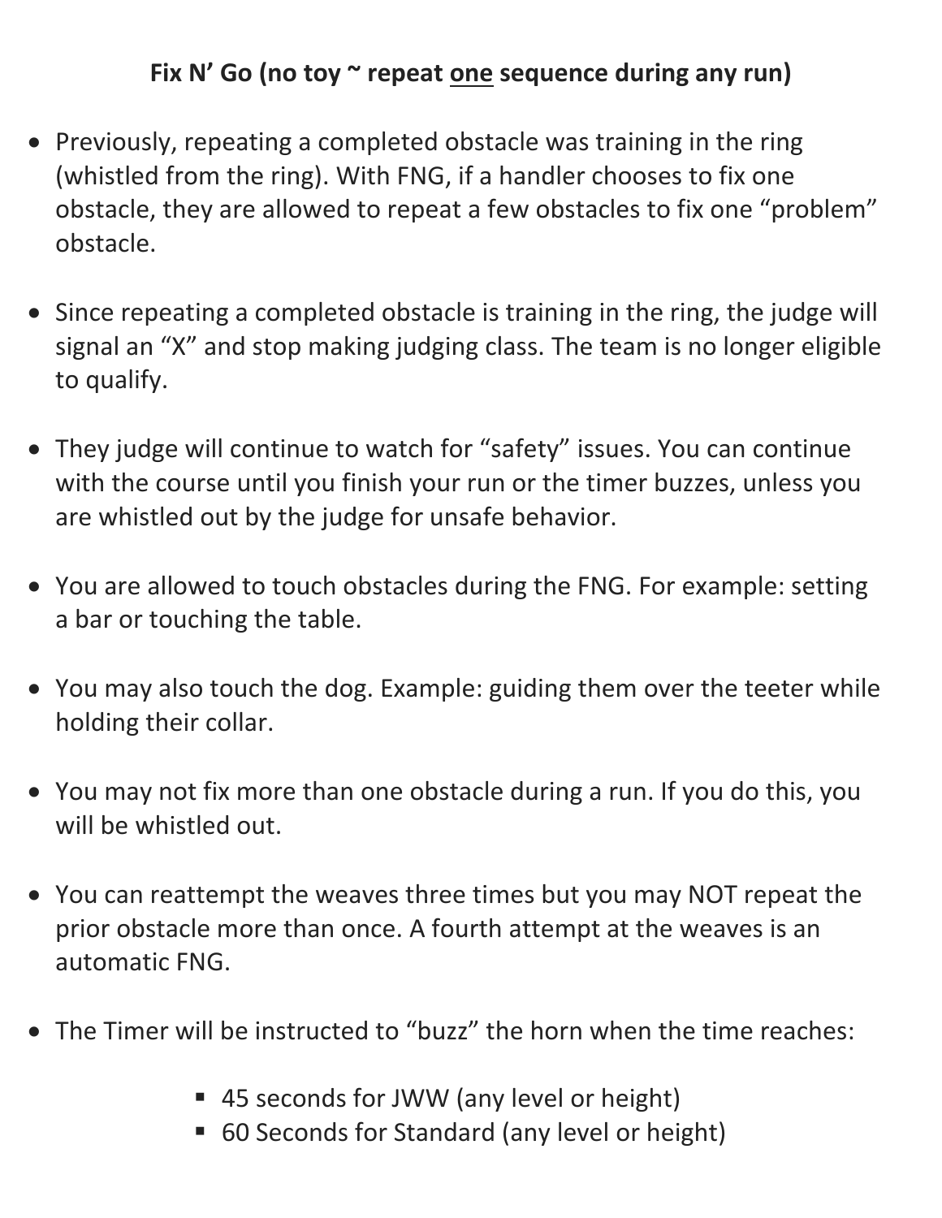**Fix N' Go (no toy ~ repeat <u>one</u> sequence during any run)**

- Previously, repeating a completed obstacle was training in the ring (whistled from the ring). With FNG, if a handler chooses to fix one obstacle, they are allowed to repeat a few obstacles to fix one "problem" obstacle.

- Since repeating a completed obstacle is training in the ring, the judge will signal an "X" and stop making judging class. The team is no longer eligible to qualify.

- They judge will continue to watch for "safety" issues. You can continue with the course until you finish your run or the timer buzzes, unless you are whistled out by the judge for unsafe behavior.

- You are allowed to touch obstacles during the FNG. For example: setting a bar or touching the table.

- You may also touch the dog. Example: guiding them over the teeter while holding their collar.

- You may not fix more than one obstacle during a run. If you do this, you will be whistled out.

- You can reattempt the weaves three times but you may NOT repeat the prior obstacle more than once. A fourth attempt at the weaves is an automatic FNG.

- The Timer will be instructed to "buzz" the horn when the time reaches:

    - 45 seconds for JWW (any level or height)
    - 60 Seconds for Standard (any level or height)